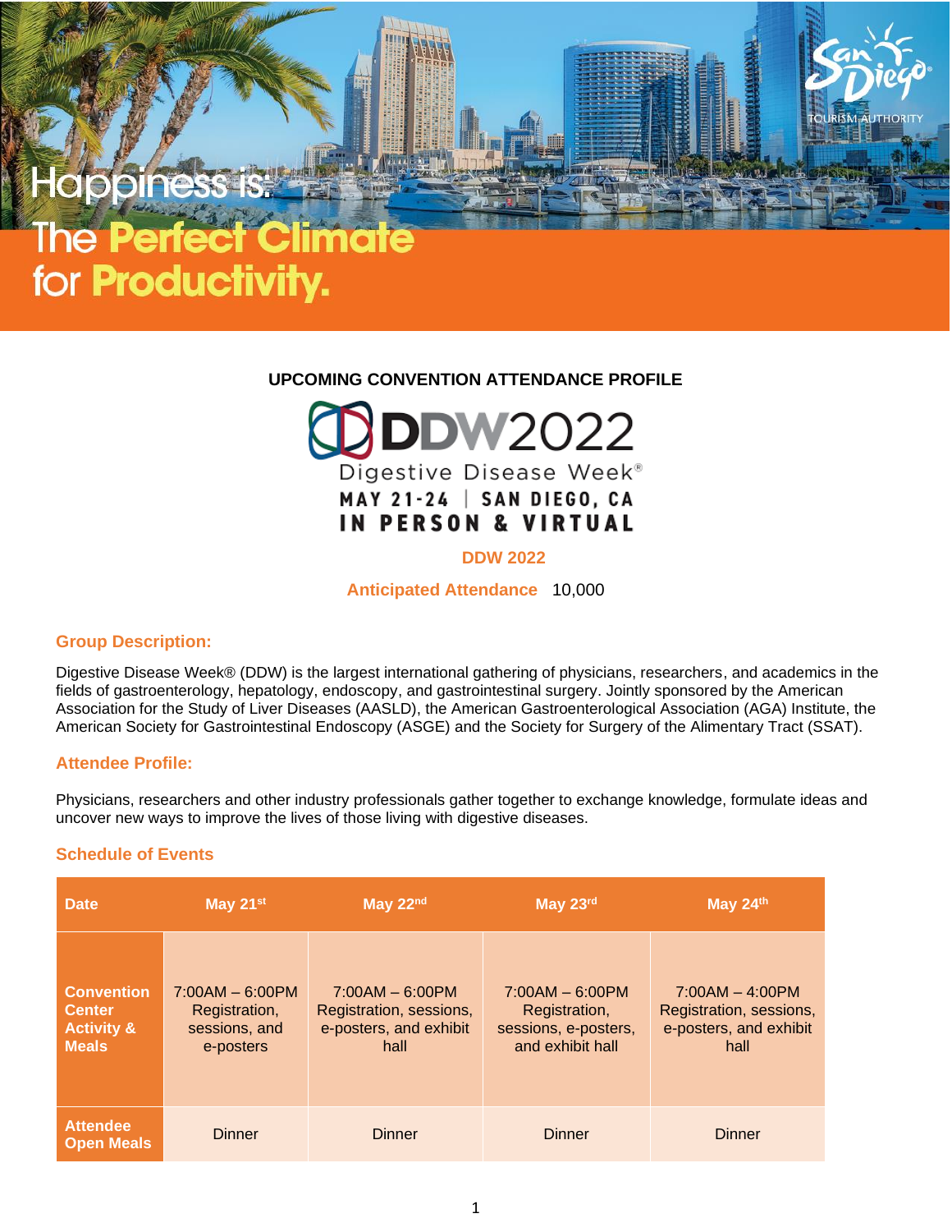# Happiness is: The Perfect Climate for Productivity.

San Diego TOURISM AUTHORITY

## UPCOMING CONVENTION ATTENDANCE PROFILE

**DDW2022**
Digestive Disease Week®
MAY 21-24 | SAN DIEGO, CA
IN PERSON & VIRTUAL

**DDW 2022**

**Anticipated Attendance** 10,000

### Group Description:

Digestive Disease Week® (DDW) is the largest international gathering of physicians, researchers, and academics in the fields of gastroenterology, hepatology, endoscopy, and gastrointestinal surgery. Jointly sponsored by the American Association for the Study of Liver Diseases (AASLD), the American Gastroenterological Association (AGA) Institute, the American Society for Gastrointestinal Endoscopy (ASGE) and the Society for Surgery of the Alimentary Tract (SSAT).

### Attendee Profile:

Physicians, researchers and other industry professionals gather together to exchange knowledge, formulate ideas and uncover new ways to improve the lives of those living with digestive diseases.

### Schedule of Events

| Date | May 21st | May 22nd | May 23rd | May 24th |
|---|---|---|---|---|
| **Convention Center Activity & Meals** | 7:00AM – 6:00PM Registration, sessions, and e-posters | 7:00AM – 6:00PM Registration, sessions, e-posters, and exhibit hall | 7:00AM – 6:00PM Registration, sessions, e-posters, and exhibit hall | 7:00AM – 4:00PM Registration, sessions, e-posters, and exhibit hall |
| **Attendee Open Meals** | Dinner | Dinner | Dinner | Dinner |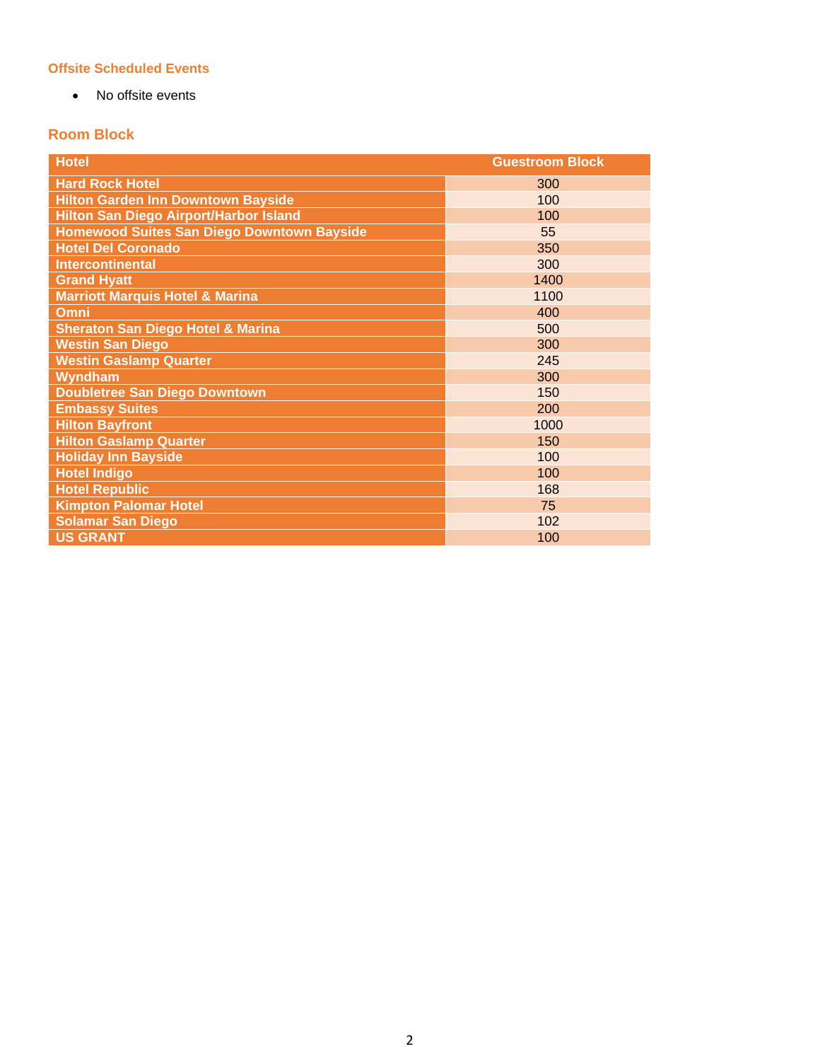### Offsite Scheduled Events

- No offsite events

### Room Block

| Hotel | Guestroom Block |
|---|---|
| Hard Rock Hotel | 300 |
| Hilton Garden Inn Downtown Bayside | 100 |
| Hilton San Diego Airport/Harbor Island | 100 |
| Homewood Suites San Diego Downtown Bayside | 55 |
| Hotel Del Coronado | 350 |
| Intercontinental | 300 |
| Grand Hyatt | 1400 |
| Marriott Marquis Hotel & Marina | 1100 |
| Omni | 400 |
| Sheraton San Diego Hotel & Marina | 500 |
| Westin San Diego | 300 |
| Westin Gaslamp Quarter | 245 |
| Wyndham | 300 |
| Doubletree San Diego Downtown | 150 |
| Embassy Suites | 200 |
| Hilton Bayfront | 1000 |
| Hilton Gaslamp Quarter | 150 |
| Holiday Inn Bayside | 100 |
| Hotel Indigo | 100 |
| Hotel Republic | 168 |
| Kimpton Palomar Hotel | 75 |
| Solamar San Diego | 102 |
| US GRANT | 100 |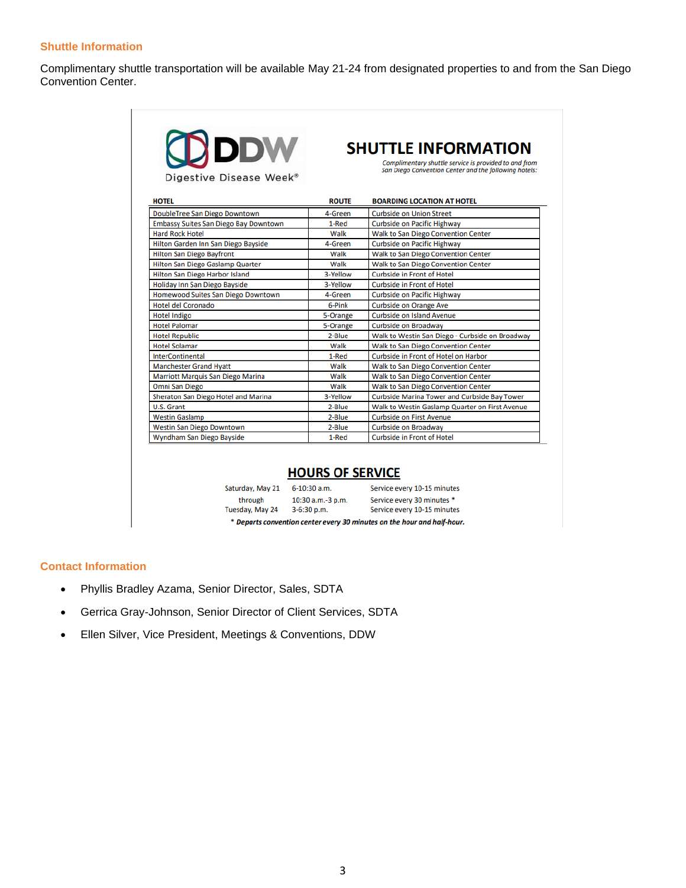## Shuttle Information

Complimentary shuttle transportation will be available May 21-24 from designated properties to to and from the San Diego Convention Center.

DDW Digestive Disease Week®

## SHUTTLE INFORMATION

*Complimentary shuttle service is provided to and from San Diego Convention Center and the following hotels:*

| HOTEL | ROUTE | BOARDING LOCATION AT HOTEL |
|---|---|---|
| DoubleTree San Diego Downtown | 4-Green | Curbside on Union Street |
| Embassy Suites San Diego Bay Downtown | 1-Red | Curbside on Pacific Highway |
| Hard Rock Hotel | Walk | Walk to San Diego Convention Center |
| Hilton Garden Inn San Diego Bayside | 4-Green | Curbside on Pacific Highway |
| Hilton San Diego Bayfront | Walk | Walk to San Diego Convention Center |
| Hilton San Diego Gaslamp Quarter | Walk | Walk to San Diego Convention Center |
| Hilton San Diego Harbor Island | 3-Yellow | Curbside in Front of Hotel |
| Holiday Inn San Diego Bayside | 3-Yellow | Curbside in Front of Hotel |
| Homewood Suites San Diego Downtown | 4-Green | Curbside on Pacific Highway |
| Hotel del Coronado | 6-Pink | Curbside on Orange Ave |
| Hotel Indigo | 5-Orange | Curbside on Island Avenue |
| Hotel Palomar | 5-Orange | Curbside on Broadway |
| Hotel Republic | 2-Blue | Walk to Westin San Diego - Curbside on Broadway |
| Hotel Solamar | Walk | Walk to San Diego Convention Center |
| InterContinental | 1-Red | Curbside in Front of Hotel on Harbor |
| Manchester Grand Hyatt | Walk | Walk to San Diego Convention Center |
| Marriott Marquis San Diego Marina | Walk | Walk to San Diego Convention Center |
| Omni San Diego | Walk | Walk to San Diego Convention Center |
| Sheraton San Diego Hotel and Marina | 3-Yellow | Curbside Marina Tower and Curbside Bay Tower |
| U.S. Grant | 2-Blue | Walk to Westin Gaslamp Quarter on First Avenue |
| Westin Gaslamp | 2-Blue | Curbside on First Avenue |
| Westin San Diego Downtown | 2-Blue | Curbside on Broadway |
| Wyndham San Diego Bayside | 1-Red | Curbside in Front of Hotel |

### HOURS OF SERVICE

| | | |
|---|---|---|
| Saturday, May 21 | 6-10:30 a.m. | Service every 10-15 minutes |
| through | 10:30 a.m.-3 p.m. | Service every 30 minutes * |
| Tuesday, May 24 | 3-6:30 p.m. | Service every 10-15 minutes |

*** Departs convention center every 30 minutes on the hour and half-hour.**

## Contact Information

- Phyllis Bradley Azama, Senior Director, Sales, SDTA
- Gerrica Gray-Johnson, Senior Director of Client Services, SDTA
- Ellen Silver, Vice President, Meetings & Conventions, DDW